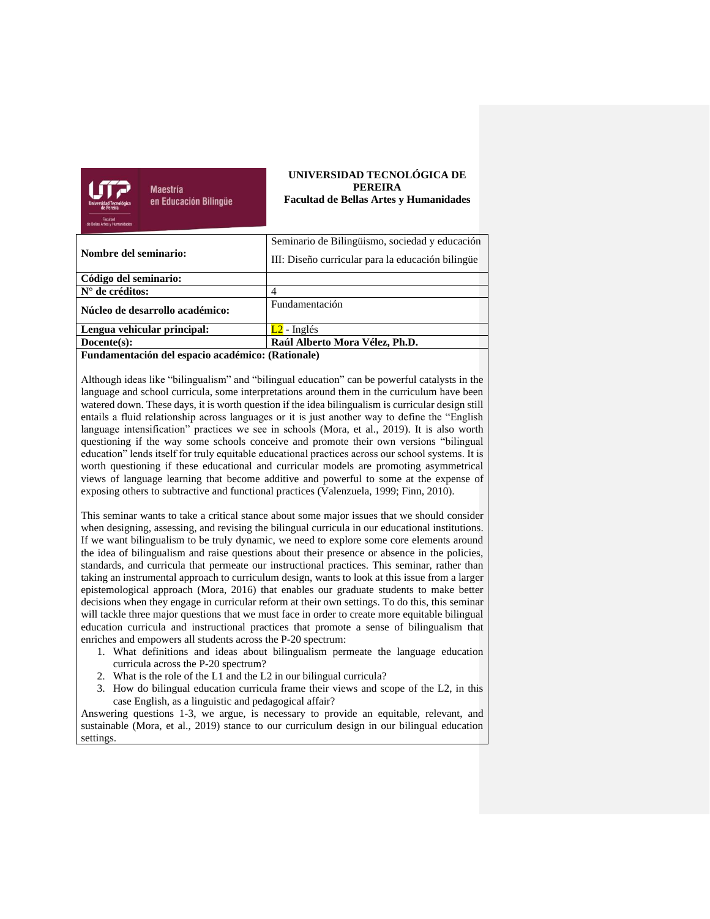**UNIVERSIDAD TECNOLÓGICA DE PEREIRA**
**Facultad de Bellas Artes y Humanidades**

Maestría en Educación Bilingüe

| | |
|---|---|
| **Nombre del seminario:** | Seminario de Bilingüismo, sociedad y educación III: Diseño curricular para la educación bilingüe |
| **Código del seminario:** | |
| **N° de créditos:** | 4 |
| **Núcleo de desarrollo académico:** | Fundamentación |
| **Lengua vehicular principal:** | L2 - Inglés |
| **Docente(s):** | **Raúl Alberto Mora Vélez, Ph.D.** |

**Fundamentación del espacio académico: (Rationale)**

Although ideas like "bilingualism" and "bilingual education" can be powerful catalysts in the language and school curricula, some interpretations around them in the curriculum have been watered down. These days, it is worth question if the idea bilingualism is curricular design still entails a fluid relationship across languages or it is just another way to define the "English language intensification" practices we see in schools (Mora, et al., 2019). It is also worth questioning if the way some schools conceive and promote their own versions "bilingual education" lends itself for truly equitable educational practices across our school systems. It is worth questioning if these educational and curricular models are promoting asymmetrical views of language learning that become additive and powerful to some at the expense of exposing others to subtractive and functional practices (Valenzuela, 1999; Finn, 2010).

This seminar wants to take a critical stance about some major issues that we should consider when designing, assessing, and revising the bilingual curricula in our educational institutions. If we want bilingualism to be truly dynamic, we need to explore some core elements around the idea of bilingualism and raise questions about their presence or absence in the policies, standards, and curricula that permeate our instructional practices. This seminar, rather than taking an instrumental approach to curriculum design, wants to look at this issue from a larger epistemological approach (Mora, 2016) that enables our graduate students to make better decisions when they engage in curricular reform at their own settings. To do this, this seminar will tackle three major questions that we must face in order to create more equitable bilingual education curricula and instructional practices that promote a sense of bilingualism that enriches and empowers all students across the P-20 spectrum:

1. What definitions and ideas about bilingualism permeate the language education curricula across the P-20 spectrum?
2. What is the role of the L1 and the L2 in our bilingual curricula?
3. How do bilingual education curricula frame their views and scope of the L2, in this case English, as a linguistic and pedagogical affair?

Answering questions 1-3, we argue, is necessary to provide an equitable, relevant, and sustainable (Mora, et al., 2019) stance to our curriculum design in our bilingual education settings.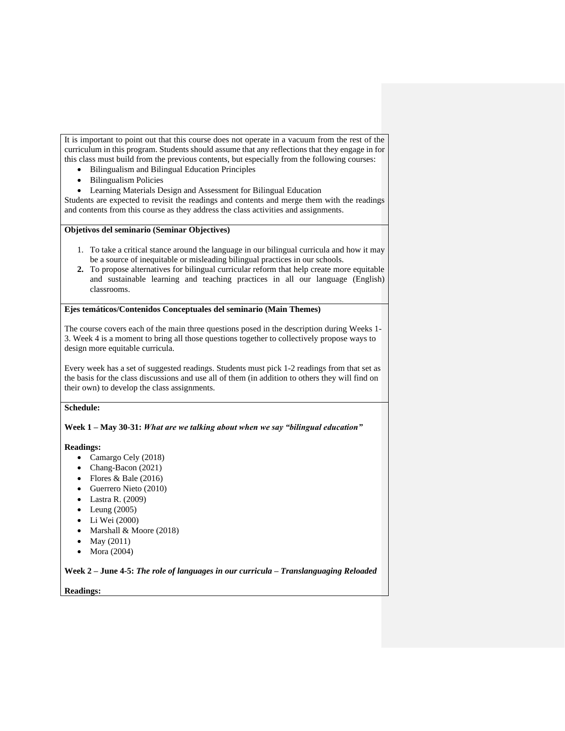It is important to point out that this course does not operate in a vacuum from the rest of the curriculum in this program. Students should assume that any reflections that they engage in for this class must build from the previous contents, but especially from the following courses:

- Bilingualism and Bilingual Education Principles
- Bilingualism Policies
- Learning Materials Design and Assessment for Bilingual Education

Students are expected to revisit the readings and contents and merge them with the readings and contents from this course as they address the class activities and assignments.

**Objetivos del seminario (Seminar Objectives)**

1. To take a critical stance around the language in our bilingual curricula and how it may be a source of inequitable or misleading bilingual practices in our schools.
2. To propose alternatives for bilingual curricular reform that help create more equitable and sustainable learning and teaching practices in all our language (English) classrooms.

**Ejes temáticos/Contenidos Conceptuales del seminario (Main Themes)**

The course covers each of the main three questions posed in the description during Weeks 1-3. Week 4 is a moment to bring all those questions together to collectively propose ways to design more equitable curricula.

Every week has a set of suggested readings. Students must pick 1-2 readings from that set as the basis for the class discussions and use all of them (in addition to others they will find on their own) to develop the class assignments.

**Schedule:**

**Week 1 – May 30-31:** ***What are we talking about when we say "bilingual education"***

**Readings:**

- Camargo Cely (2018)
- Chang-Bacon (2021)
- Flores & Bale (2016)
- Guerrero Nieto (2010)
- Lastra R. (2009)
- Leung (2005)
- Li Wei (2000)
- Marshall & Moore (2018)
- May (2011)
- Mora (2004)

**Week 2 – June 4-5:** ***The role of languages in our curricula – Translanguaging Reloaded***

**Readings:**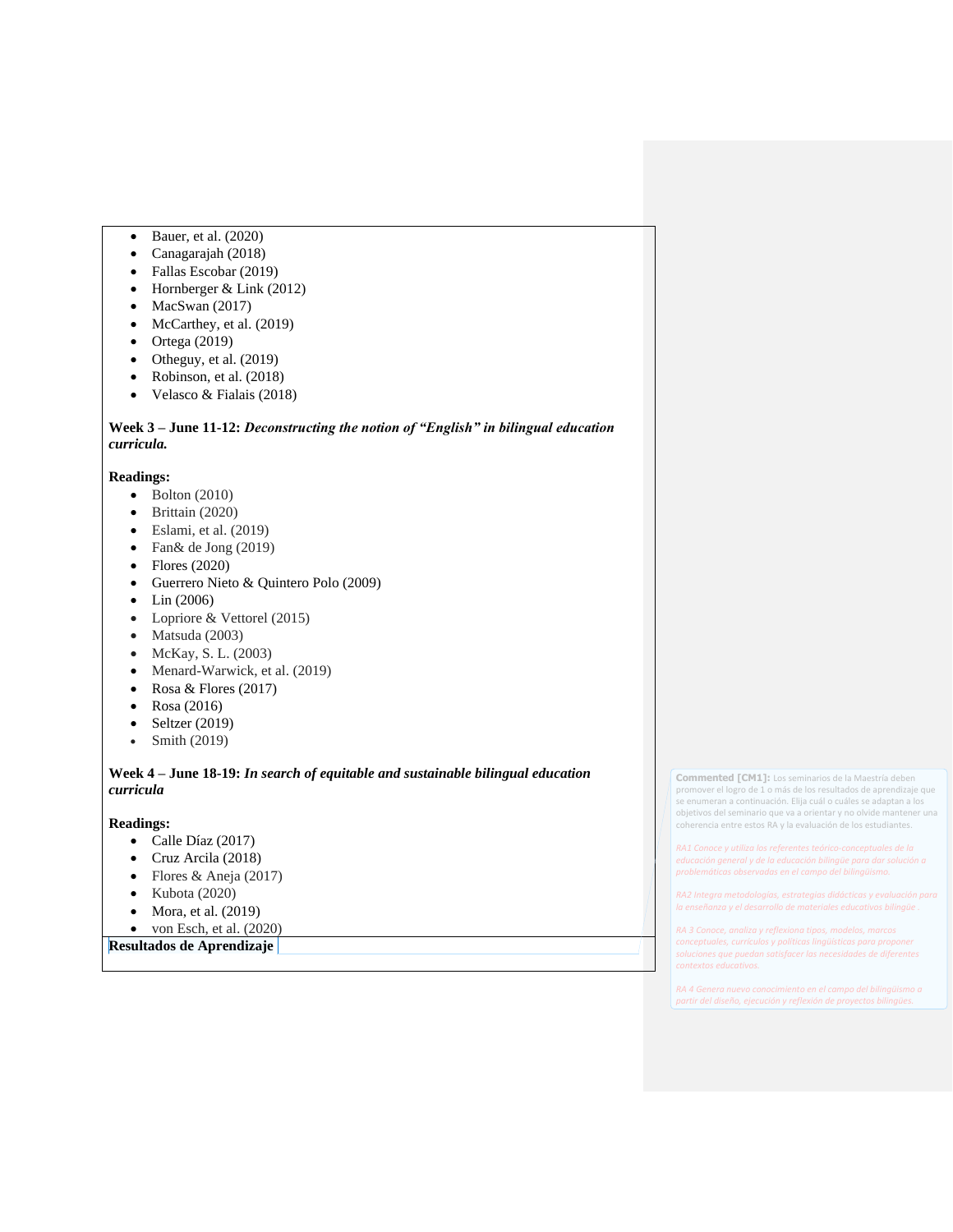- Bauer, et al. (2020)
- Canagarajah (2018)
- Fallas Escobar (2019)
- Hornberger & Link (2012)
- MacSwan (2017)
- McCarthey, et al. (2019)
- Ortega (2019)
- Otheguy, et al. (2019)
- Robinson, et al. (2018)
- Velasco & Fialais (2018)

**Week 3 – June 11-12:** ***Deconstructing the notion of "English" in bilingual education curricula.***

**Readings:**

- Bolton (2010)
- Brittain (2020)
- Eslami, et al. (2019)
- Fan& de Jong (2019)
- Flores (2020)
- Guerrero Nieto & Quintero Polo (2009)
- Lin (2006)
- Lopriore & Vettorel (2015)
- Matsuda (2003)
- McKay, S. L. (2003)
- Menard-Warwick, et al. (2019)
- Rosa & Flores (2017)
- Rosa (2016)
- Seltzer (2019)
- Smith (2019)

**Week 4 – June 18-19:** ***In search of equitable and sustainable bilingual education curricula***

**Readings:**

- Calle Díaz (2017)
- Cruz Arcila (2018)
- Flores & Aneja (2017)
- Kubota (2020)
- Mora, et al. (2019)
- von Esch, et al. (2020)

**Resultados de Aprendizaje**

**Commented [CM1]:** Los seminarios de la Maestría deben promover el logro de 1 o más de los resultados de aprendizaje que se enumeran a continuación. Elija cuál o cuáles se adaptan a los objetivos del seminario que va a orientar y no olvide mantener una coherencia entre estos RA y la evaluación de los estudiantes.

*RA1 Conoce y utiliza los referentes teórico-conceptuales de la educación general y de la educación bilingüe para dar solución a problemáticas observadas en el campo del bilingüismo.*

*RA2 Integra metodologías, estrategias didácticas y evaluación para la enseñanza y el desarrollo de materiales educativos bilingüe .*

*RA 3 Conoce, analiza y reflexiona tipos, modelos, marcos conceptuales, currículos y políticas lingüísticas para proponer soluciones que puedan satisfacer las necesidades de diferentes contextos educativos.*

*RA 4 Genera nuevo conocimiento en el campo del bilingüismo a partir del diseño, ejecución y reflexión de proyectos bilingües.*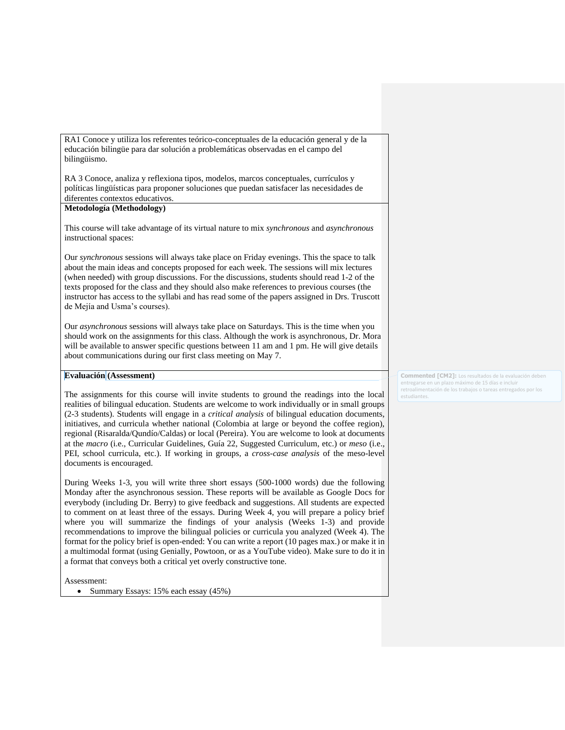RA1 Conoce y utiliza los referentes teórico-conceptuales de la educación general y de la educación bilingüe para dar solución a problemáticas observadas en el campo del bilingüismo.

RA 3 Conoce, analiza y reflexiona tipos, modelos, marcos conceptuales, currículos y políticas lingüísticas para proponer soluciones que puedan satisfacer las necesidades de diferentes contextos educativos.

**Metodología (Methodology)**

This course will take advantage of its virtual nature to mix *synchronous* and *asynchronous* instructional spaces:

Our *synchronous* sessions will always take place on Friday evenings. This the space to talk about the main ideas and concepts proposed for each week. The sessions will mix lectures (when needed) with group discussions. For the discussions, students should read 1-2 of the texts proposed for the class and they should also make references to previous courses (the instructor has access to the syllabi and has read some of the papers assigned in Drs. Truscott de Mejía and Usma's courses).

Our *asynchronous* sessions will always take place on Saturdays. This is the time when you should work on the assignments for this class. Although the work is asynchronous, Dr. Mora will be available to answer specific questions between 11 am and 1 pm. He will give details about communications during our first class meeting on May 7.

**Evaluación (Assessment)**

Commented [CM2]: Los resultados de la evaluación deben entregarse en un plazo máximo de 15 días e incluir retroalimentación de los trabajos o tareas entregados por los estudiantes.

The assignments for this course will invite students to ground the readings into the local realities of bilingual education. Students are welcome to work individually or in small groups (2-3 students). Students will engage in a *critical analysis* of bilingual education documents, initiatives, and curricula whether national (Colombia at large or beyond the coffee region), regional (Risaralda/Qundío/Caldas) or local (Pereira). You are welcome to look at documents at the *macro* (i.e., Curricular Guidelines, Guía 22, Suggested Curriculum, etc.) or *meso* (i.e., PEI, school curricula, etc.). If working in groups, a *cross-case analysis* of the meso-level documents is encouraged.

During Weeks 1-3, you will write three short essays (500-1000 words) due the following Monday after the asynchronous session. These reports will be available as Google Docs for everybody (including Dr. Berry) to give feedback and suggestions. All students are expected to comment on at least three of the essays. During Week 4, you will prepare a policy brief where you will summarize the findings of your analysis (Weeks 1-3) and provide recommendations to improve the bilingual policies or curricula you analyzed (Week 4). The format for the policy brief is open-ended: You can write a report (10 pages max.) or make it in a multimodal format (using Genially, Powtoon, or as a YouTube video). Make sure to do it in a format that conveys both a critical yet overly constructive tone.

Assessment:

- Summary Essays: 15% each essay (45%)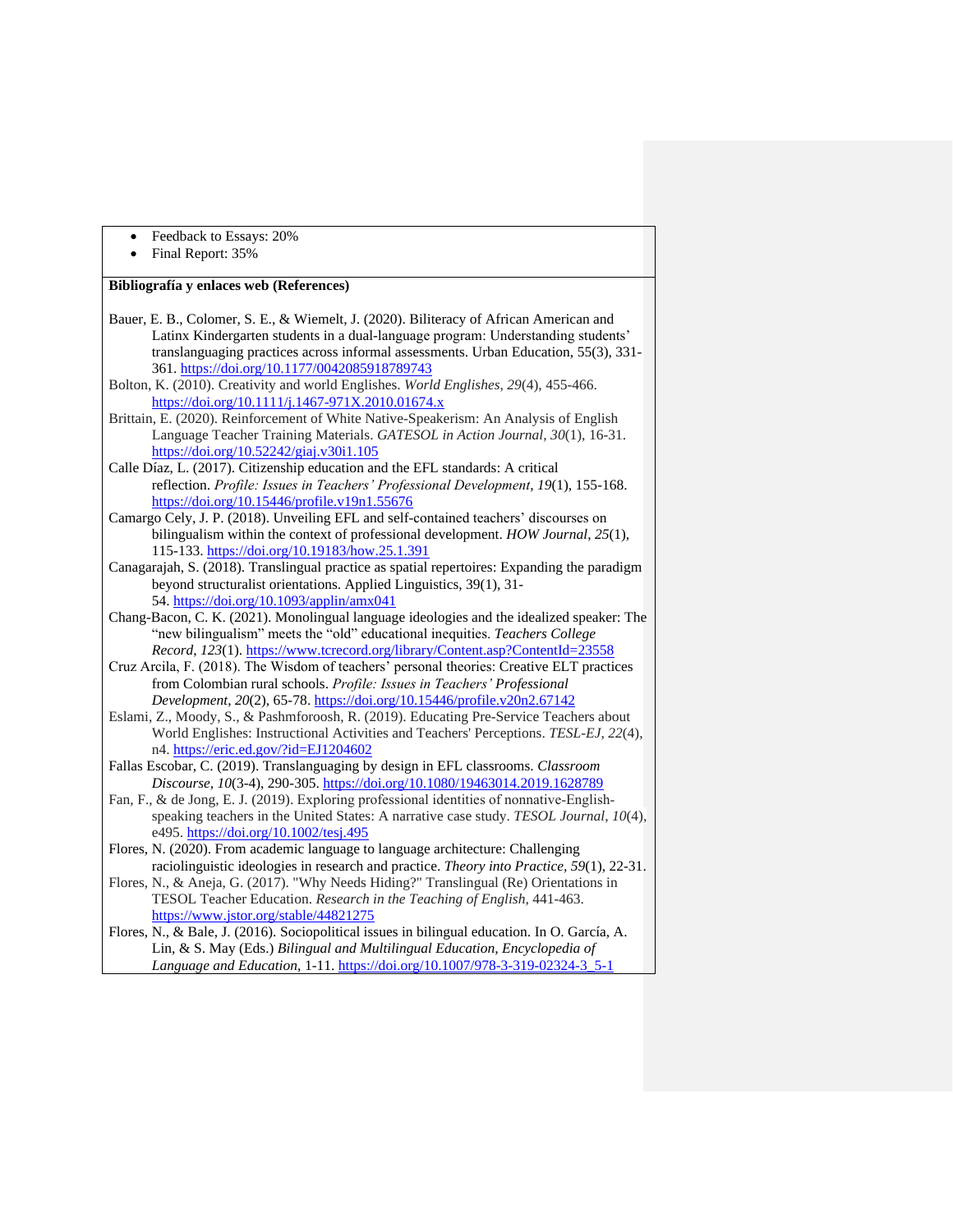- Feedback to Essays: 20%
- Final Report: 35%

**Bibliografía y enlaces web (References)**

Bauer, E. B., Colomer, S. E., & Wiemelt, J. (2020). Biliteracy of African American and Latinx Kindergarten students in a dual-language program: Understanding students' translanguaging practices across informal assessments. Urban Education, 55(3), 331-361. https://doi.org/10.1177/0042085918789743

Bolton, K. (2010). Creativity and world Englishes. *World Englishes*, *29*(4), 455-466. https://doi.org/10.1111/j.1467-971X.2010.01674.x

Brittain, E. (2020). Reinforcement of White Native-Speakerism: An Analysis of English Language Teacher Training Materials. *GATESOL in Action Journal*, *30*(1), 16-31. https://doi.org/10.52242/giaj.v30i1.105

Calle Díaz, L. (2017). Citizenship education and the EFL standards: A critical reflection. *Profile: Issues in Teachers' Professional Development*, *19*(1), 155-168. https://doi.org/10.15446/profile.v19n1.55676

Camargo Cely, J. P. (2018). Unveiling EFL and self-contained teachers' discourses on bilingualism within the context of professional development. *HOW Journal*, *25*(1), 115-133. https://doi.org/10.19183/how.25.1.391

Canagarajah, S. (2018). Translingual practice as spatial repertoires: Expanding the paradigm beyond structuralist orientations. Applied Linguistics, 39(1), 31-54. https://doi.org/10.1093/applin/amx041

Chang-Bacon, C. K. (2021). Monolingual language ideologies and the idealized speaker: The "new bilingualism" meets the "old" educational inequities. *Teachers College Record*, *123*(1). https://www.tcrecord.org/library/Content.asp?ContentId=23558

Cruz Arcila, F. (2018). The Wisdom of teachers' personal theories: Creative ELT practices from Colombian rural schools. *Profile: Issues in Teachers' Professional Development*, *20*(2), 65-78. https://doi.org/10.15446/profile.v20n2.67142

Eslami, Z., Moody, S., & Pashmforoosh, R. (2019). Educating Pre-Service Teachers about World Englishes: Instructional Activities and Teachers' Perceptions. *TESL-EJ*, *22*(4), n4. https://eric.ed.gov/?id=EJ1204602

Fallas Escobar, C. (2019). Translanguaging by design in EFL classrooms. *Classroom Discourse*, *10*(3-4), 290-305. https://doi.org/10.1080/19463014.2019.1628789

Fan, F., & de Jong, E. J. (2019). Exploring professional identities of nonnative-English-speaking teachers in the United States: A narrative case study. *TESOL Journal*, *10*(4), e495. https://doi.org/10.1002/tesj.495

Flores, N. (2020). From academic language to language architecture: Challenging raciolinguistic ideologies in research and practice. *Theory into Practice*, *59*(1), 22-31.

Flores, N., & Aneja, G. (2017). "Why Needs Hiding?" Translingual (Re) Orientations in TESOL Teacher Education. *Research in the Teaching of English*, 441-463. https://www.jstor.org/stable/44821275

Flores, N., & Bale, J. (2016). Sociopolitical issues in bilingual education. In O. García, A. Lin, & S. May (Eds.) *Bilingual and Multilingual Education, Encyclopedia of Language and Education*, 1-11. https://doi.org/10.1007/978-3-319-02324-3_5-1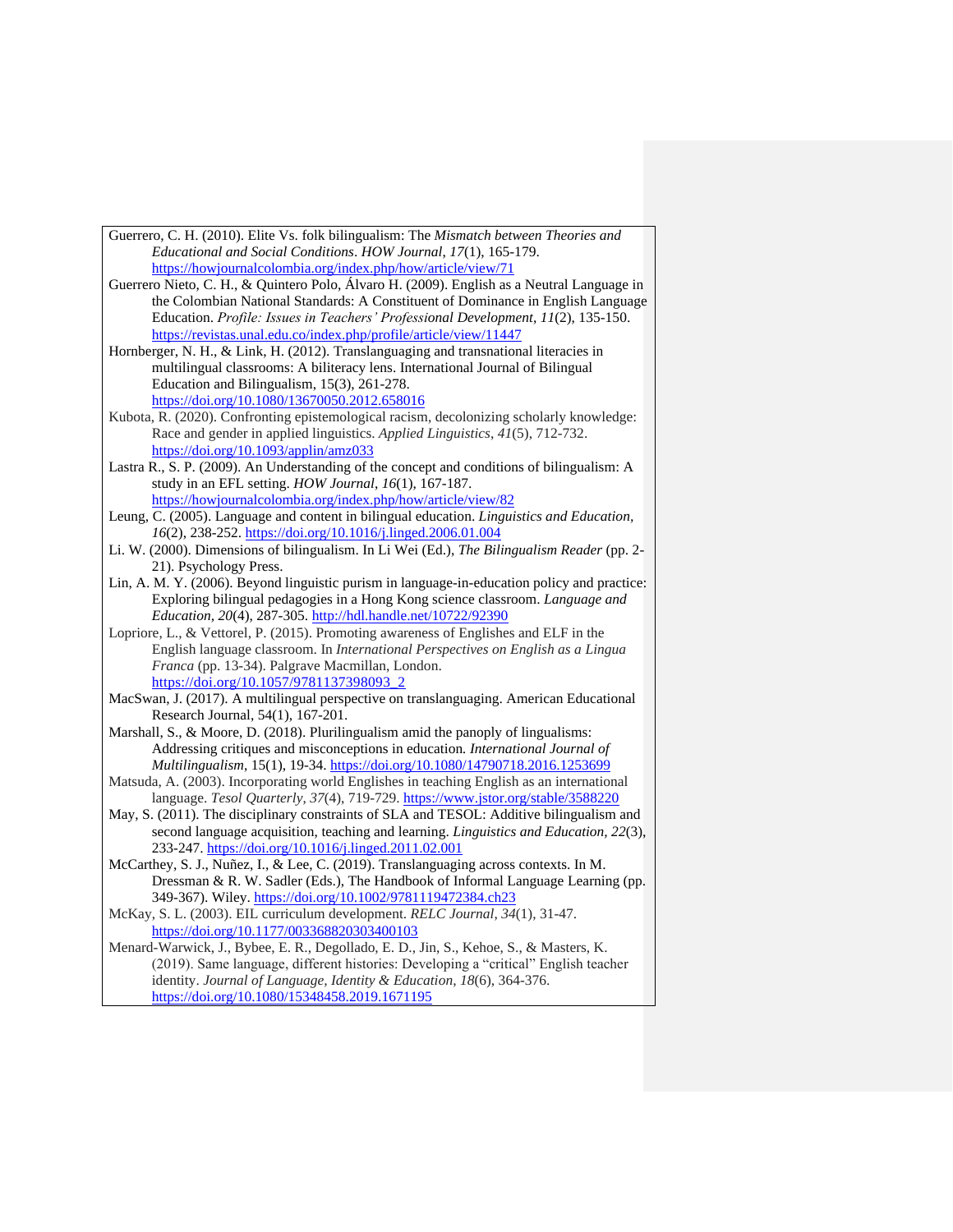Guerrero, C. H. (2010). Elite Vs. folk bilingualism: The *Mismatch between Theories and Educational and Social Conditions*. *HOW Journal*, *17*(1), 165-179. https://howjournalcolombia.org/index.php/how/article/view/71

Guerrero Nieto, C. H., & Quintero Polo, Álvaro H. (2009). English as a Neutral Language in the Colombian National Standards: A Constituent of Dominance in English Language Education. *Profile: Issues in Teachers' Professional Development*, *11*(2), 135-150. https://revistas.unal.edu.co/index.php/profile/article/view/11447

Hornberger, N. H., & Link, H. (2012). Translanguaging and transnational literacies in multilingual classrooms: A biliteracy lens. International Journal of Bilingual Education and Bilingualism, 15(3), 261-278. https://doi.org/10.1080/13670050.2012.658016

Kubota, R. (2020). Confronting epistemological racism, decolonizing scholarly knowledge: Race and gender in applied linguistics. *Applied Linguistics*, *41*(5), 712-732. https://doi.org/10.1093/applin/amz033

Lastra R., S. P. (2009). An Understanding of the concept and conditions of bilingualism: A study in an EFL setting. *HOW Journal*, *16*(1), 167-187. https://howjournalcolombia.org/index.php/how/article/view/82

Leung, C. (2005). Language and content in bilingual education. *Linguistics and Education*, *16*(2), 238-252. https://doi.org/10.1016/j.linged.2006.01.004

Li. W. (2000). Dimensions of bilingualism. In Li Wei (Ed.), *The Bilingualism Reader* (pp. 2-21). Psychology Press.

Lin, A. M. Y. (2006). Beyond linguistic purism in language-in-education policy and practice: Exploring bilingual pedagogies in a Hong Kong science classroom. *Language and Education*, *20*(4), 287-305. http://hdl.handle.net/10722/92390

Lopriore, L., & Vettorel, P. (2015). Promoting awareness of Englishes and ELF in the English language classroom. In *International Perspectives on English as a Lingua Franca* (pp. 13-34). Palgrave Macmillan, London. https://doi.org/10.1057/9781137398093_2

MacSwan, J. (2017). A multilingual perspective on translanguaging. American Educational Research Journal, 54(1), 167-201.

Marshall, S., & Moore, D. (2018). Plurilingualism amid the panoply of lingualisms: Addressing critiques and misconceptions in education. *International Journal of Multilingualism*, 15(1), 19-34. https://doi.org/10.1080/14790718.2016.1253699

Matsuda, A. (2003). Incorporating world Englishes in teaching English as an international language. *Tesol Quarterly*, *37*(4), 719-729. https://www.jstor.org/stable/3588220

May, S. (2011). The disciplinary constraints of SLA and TESOL: Additive bilingualism and second language acquisition, teaching and learning. *Linguistics and Education*, *22*(3), 233-247. https://doi.org/10.1016/j.linged.2011.02.001

McCarthey, S. J., Nuñez, I., & Lee, C. (2019). Translanguaging across contexts. In M. Dressman & R. W. Sadler (Eds.), The Handbook of Informal Language Learning (pp. 349-367). Wiley. https://doi.org/10.1002/9781119472384.ch23

McKay, S. L. (2003). EIL curriculum development. *RELC Journal*, *34*(1), 31-47. https://doi.org/10.1177/003368820303400103

Menard-Warwick, J., Bybee, E. R., Degollado, E. D., Jin, S., Kehoe, S., & Masters, K. (2019). Same language, different histories: Developing a "critical" English teacher identity. *Journal of Language, Identity & Education*, *18*(6), 364-376. https://doi.org/10.1080/15348458.2019.1671195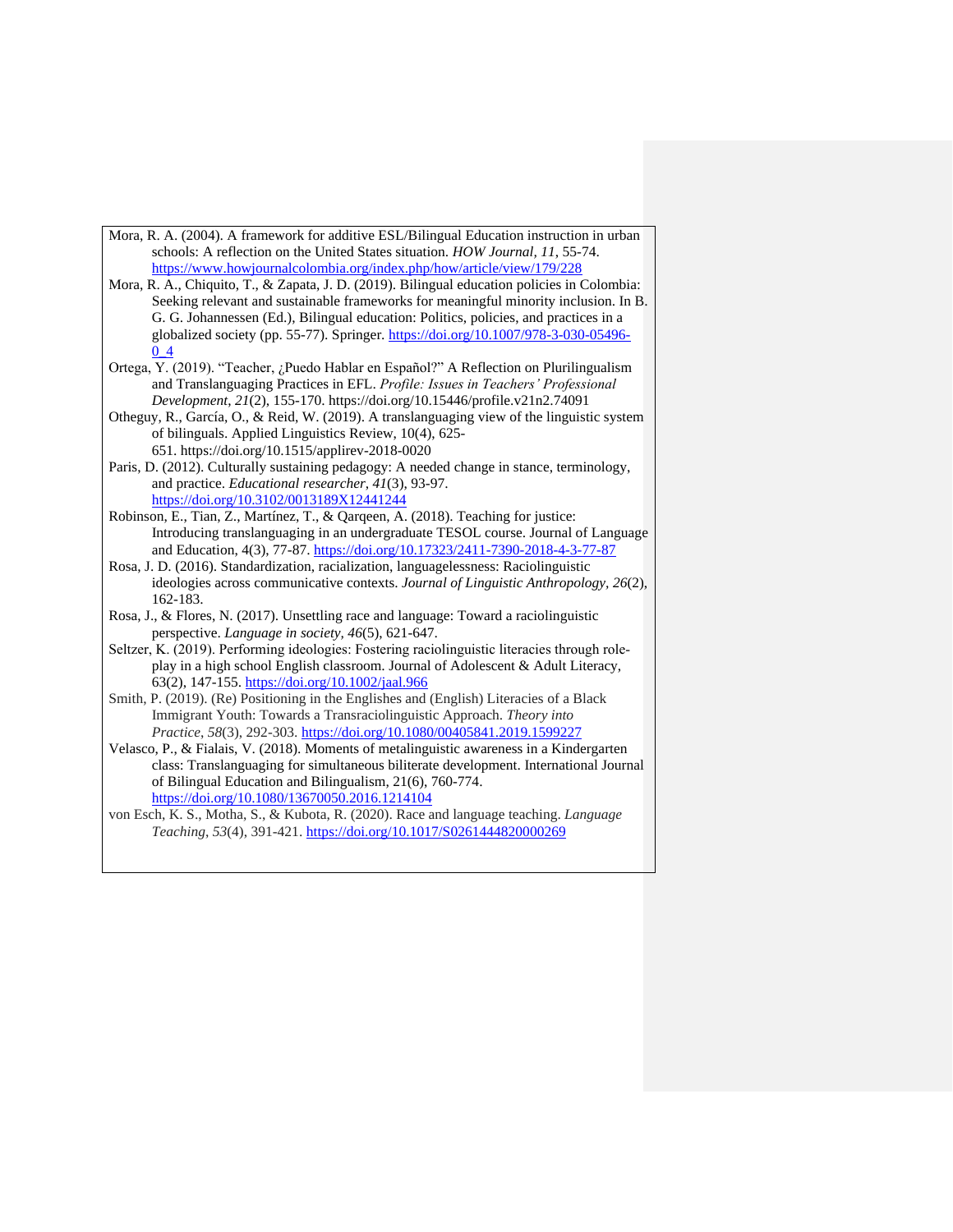Mora, R. A. (2004). A framework for additive ESL/Bilingual Education instruction in urban schools: A reflection on the United States situation. *HOW Journal, 11*, 55-74. https://www.howjournalcolombia.org/index.php/how/article/view/179/228

Mora, R. A., Chiquito, T., & Zapata, J. D. (2019). Bilingual education policies in Colombia: Seeking relevant and sustainable frameworks for meaningful minority inclusion. In B. G. G. Johannessen (Ed.), Bilingual education: Politics, policies, and practices in a globalized society (pp. 55-77). Springer. https://doi.org/10.1007/978-3-030-05496-0_4

Ortega, Y. (2019). "Teacher, ¿Puedo Hablar en Español?" A Reflection on Plurilingualism and Translanguaging Practices in EFL. *Profile: Issues in Teachers' Professional Development*, *21*(2), 155-170. https://doi.org/10.15446/profile.v21n2.74091

Otheguy, R., García, O., & Reid, W. (2019). A translanguaging view of the linguistic system of bilinguals. Applied Linguistics Review, 10(4), 625-651. https://doi.org/10.1515/applirev-2018-0020

Paris, D. (2012). Culturally sustaining pedagogy: A needed change in stance, terminology, and practice. *Educational researcher*, *41*(3), 93-97. https://doi.org/10.3102/0013189X12441244

Robinson, E., Tian, Z., Martínez, T., & Qarqeen, A. (2018). Teaching for justice: Introducing translanguaging in an undergraduate TESOL course. Journal of Language and Education, 4(3), 77-87. https://doi.org/10.17323/2411-7390-2018-4-3-77-87

Rosa, J. D. (2016). Standardization, racialization, languagelessness: Raciolinguistic ideologies across communicative contexts. *Journal of Linguistic Anthropology*, *26*(2), 162-183.

Rosa, J., & Flores, N. (2017). Unsettling race and language: Toward a raciolinguistic perspective. *Language in society*, *46*(5), 621-647.

Seltzer, K. (2019). Performing ideologies: Fostering raciolinguistic literacies through role-play in a high school English classroom. Journal of Adolescent & Adult Literacy, 63(2), 147-155. https://doi.org/10.1002/jaal.966

Smith, P. (2019). (Re) Positioning in the Englishes and (English) Literacies of a Black Immigrant Youth: Towards a Transraciolinguistic Approach. *Theory into Practice*, *58*(3), 292-303. https://doi.org/10.1080/00405841.2019.1599227

Velasco, P., & Fialais, V. (2018). Moments of metalinguistic awareness in a Kindergarten class: Translanguaging for simultaneous biliterate development. International Journal of Bilingual Education and Bilingualism, 21(6), 760-774. https://doi.org/10.1080/13670050.2016.1214104

von Esch, K. S., Motha, S., & Kubota, R. (2020). Race and language teaching. *Language Teaching*, *53*(4), 391-421. https://doi.org/10.1017/S0261444820000269